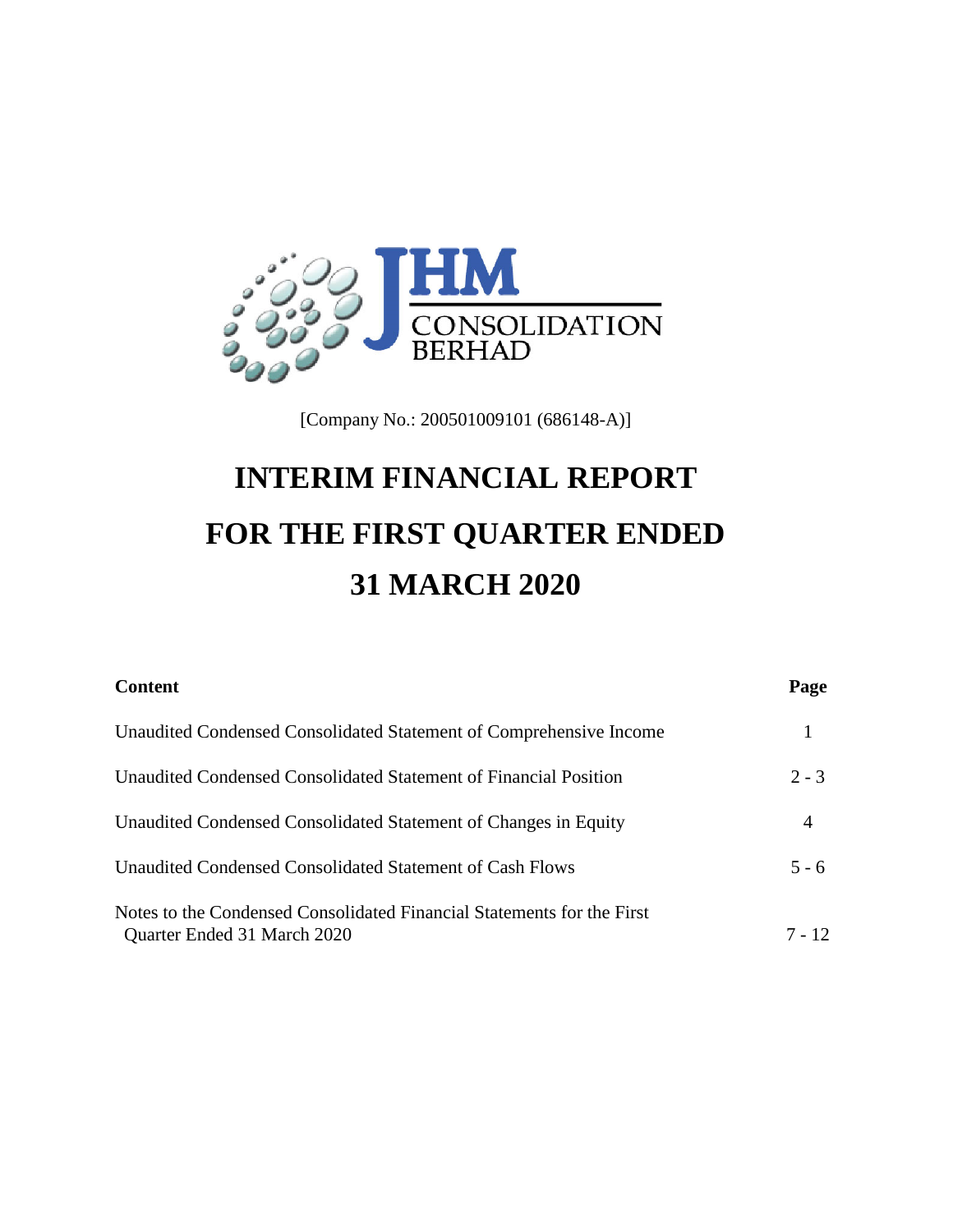JHM CONSOLIDATION BERHAD

[Company No.: 200501009101 (686148-A)]

# INTERIM FINANCIAL REPORT
# FOR THE FIRST QUARTER ENDED
# 31 MARCH 2020

| **Content** | **Page** |
|---|---|
| Unaudited Condensed Consolidated Statement of Comprehensive Income | 1 |
| Unaudited Condensed Consolidated Statement of Financial Position | 2 - 3 |
| Unaudited Condensed Consolidated Statement of Changes in Equity | 4 |
| Unaudited Condensed Consolidated Statement of Cash Flows | 5 - 6 |
| Notes to the Condensed Consolidated Financial Statements for the First Quarter Ended 31 March 2020 | 7 - 12 |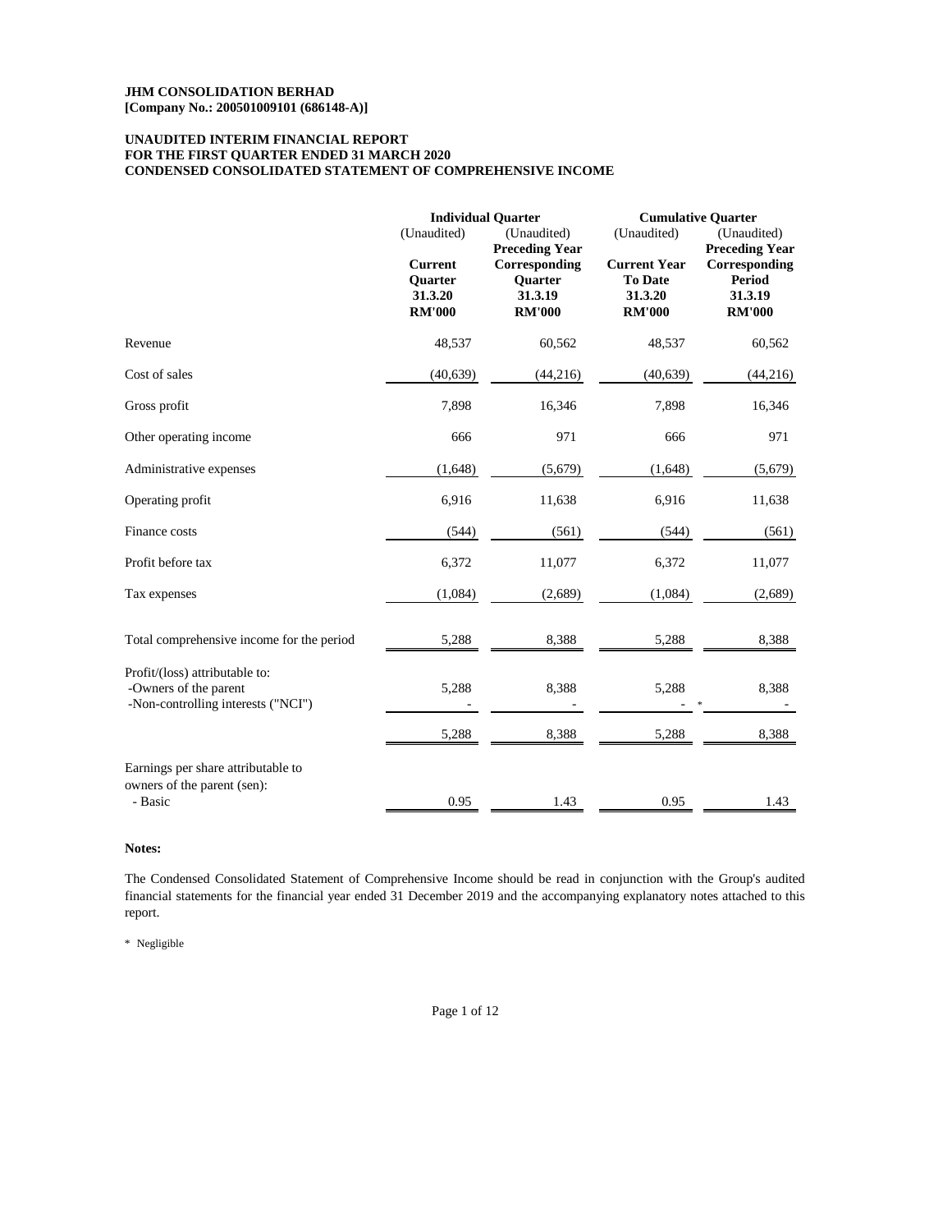**JHM CONSOLIDATION BERHAD**
**[Company No.: 200501009101 (686148-A)]**

**UNAUDITED INTERIM FINANCIAL REPORT**
**FOR THE FIRST QUARTER ENDED 31 MARCH 2020**
**CONDENSED CONSOLIDATED STATEMENT OF COMPREHENSIVE INCOME**

| | Individual Quarter | | Cumulative Quarter | |
|---|---|---|---|---|
| | (Unaudited) | (Unaudited) | (Unaudited) | (Unaudited) |
| | **Current Quarter 31.3.20 RM'000** | **Preceding Year Corresponding Quarter 31.3.19 RM'000** | **Current Year To Date 31.3.20 RM'000** | **Preceding Year Corresponding Period 31.3.19 RM'000** |
| Revenue | 48,537 | 60,562 | 48,537 | 60,562 |
| Cost of sales | (40,639) | (44,216) | (40,639) | (44,216) |
| Gross profit | 7,898 | 16,346 | 7,898 | 16,346 |
| Other operating income | 666 | 971 | 666 | 971 |
| Administrative expenses | (1,648) | (5,679) | (1,648) | (5,679) |
| Operating profit | 6,916 | 11,638 | 6,916 | 11,638 |
| Finance costs | (544) | (561) | (544) | (561) |
| Profit before tax | 6,372 | 11,077 | 6,372 | 11,077 |
| Tax expenses | (1,084) | (2,689) | (1,084) | (2,689) |
| Total comprehensive income for the period | 5,288 | 8,388 | 5,288 | 8,388 |
| Profit/(loss) attributable to: | | | | |
| -Owners of the parent | 5,288 | 8,388 | 5,288 | 8,388 |
| -Non-controlling interests ("NCI") | - | - | - * | - |
| | 5,288 | 8,388 | 5,288 | 8,388 |
| Earnings per share attributable to owners of the parent (sen): | | | | |
| - Basic | 0.95 | 1.43 | 0.95 | 1.43 |

**Notes:**

The Condensed Consolidated Statement of Comprehensive Income should be read in conjunction with the Group's audited financial statements for the financial year ended 31 December 2019 and the accompanying explanatory notes attached to this report.

\* Negligible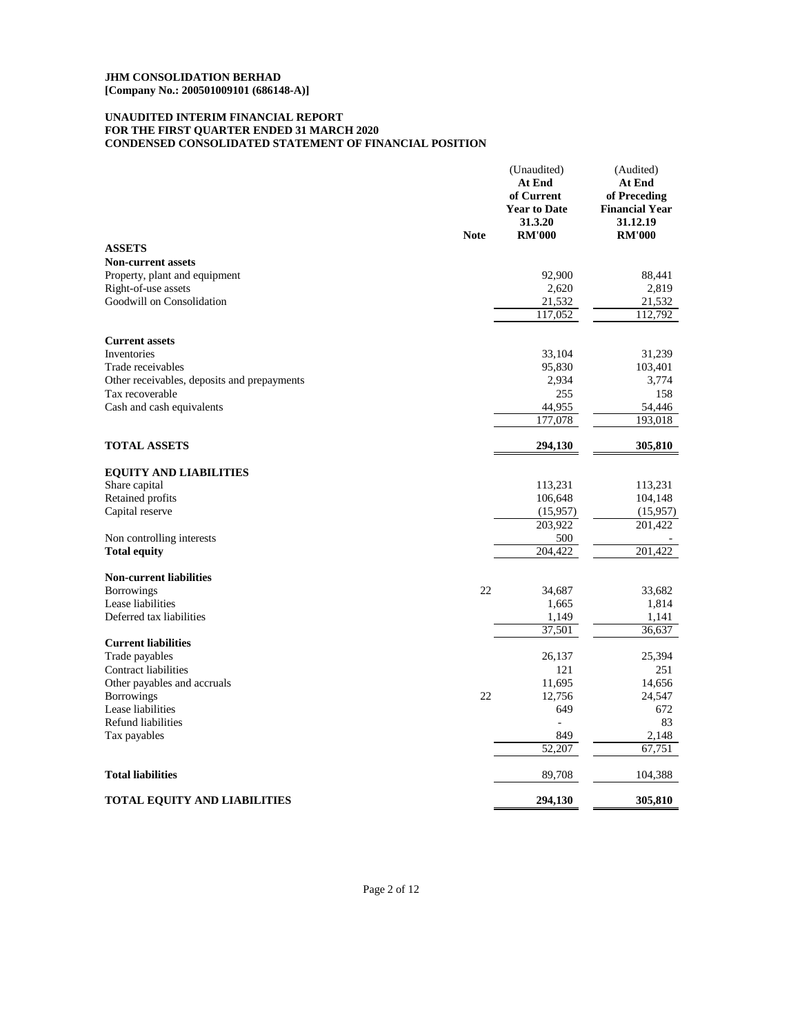**JHM CONSOLIDATION BERHAD**
**[Company No.: 200501009101 (686148-A)]**

**UNAUDITED INTERIM FINANCIAL REPORT**
**FOR THE FIRST QUARTER ENDED 31 MARCH 2020**
**CONDENSED CONSOLIDATED STATEMENT OF FINANCIAL POSITION**

| | Note | (Unaudited) **At End of Current Year to Date 31.3.20 RM'000** | (Audited) **At End of Preceding Financial Year 31.12.19 RM'000** |
|---|---|---|---|
| **ASSETS** | | | |
| **Non-current assets** | | | |
| Property, plant and equipment | | 92,900 | 88,441 |
| Right-of-use assets | | 2,620 | 2,819 |
| Goodwill on Consolidation | | 21,532 | 21,532 |
| | | 117,052 | 112,792 |
| **Current assets** | | | |
| Inventories | | 33,104 | 31,239 |
| Trade receivables | | 95,830 | 103,401 |
| Other receivables, deposits and prepayments | | 2,934 | 3,774 |
| Tax recoverable | | 255 | 158 |
| Cash and cash equivalents | | 44,955 | 54,446 |
| | | 177,078 | 193,018 |
| **TOTAL ASSETS** | | **294,130** | **305,810** |
| **EQUITY AND LIABILITIES** | | | |
| Share capital | | 113,231 | 113,231 |
| Retained profits | | 106,648 | 104,148 |
| Capital reserve | | (15,957) | (15,957) |
| | | 203,922 | 201,422 |
| Non controlling interests | | 500 | - |
| **Total equity** | | 204,422 | 201,422 |
| **Non-current liabilities** | | | |
| Borrowings | 22 | 34,687 | 33,682 |
| Lease liabilities | | 1,665 | 1,814 |
| Deferred tax liabilities | | 1,149 | 1,141 |
| | | 37,501 | 36,637 |
| **Current liabilities** | | | |
| Trade payables | | 26,137 | 25,394 |
| Contract liabilities | | 121 | 251 |
| Other payables and accruals | | 11,695 | 14,656 |
| Borrowings | 22 | 12,756 | 24,547 |
| Lease liabilities | | 649 | 672 |
| Refund liabilities | | - | 83 |
| Tax payables | | 849 | 2,148 |
| | | 52,207 | 67,751 |
| **Total liabilities** | | 89,708 | 104,388 |
| **TOTAL EQUITY AND LIABILITIES** | | **294,130** | **305,810** |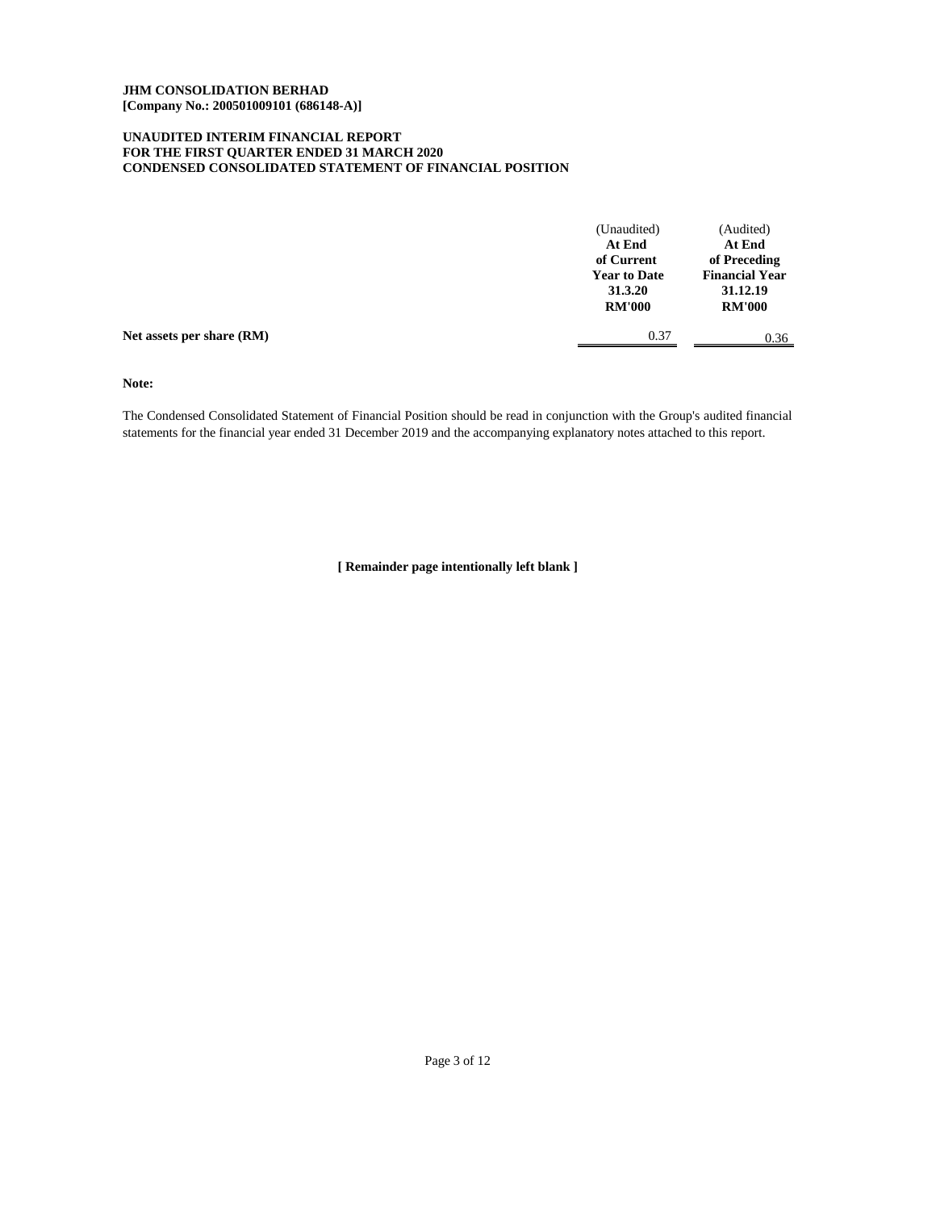**JHM CONSOLIDATION BERHAD**
**[Company No.: 200501009101 (686148-A)]**

**UNAUDITED INTERIM FINANCIAL REPORT**
**FOR THE FIRST QUARTER ENDED 31 MARCH 2020**
**CONDENSED CONSOLIDATED STATEMENT OF FINANCIAL POSITION**

| | (Unaudited) **At End of Current Year to Date 31.3.20 RM'000** | (Audited) **At End of Preceding Financial Year 31.12.19 RM'000** |
|---|---|---|
| **Net assets per share (RM)** | 0.37 | 0.36 |

**Note:**

The Condensed Consolidated Statement of Financial Position should be read in conjunction with the Group's audited financial statements for the financial year ended 31 December 2019 and the accompanying explanatory notes attached to this report.

**[ Remainder page intentionally left blank ]**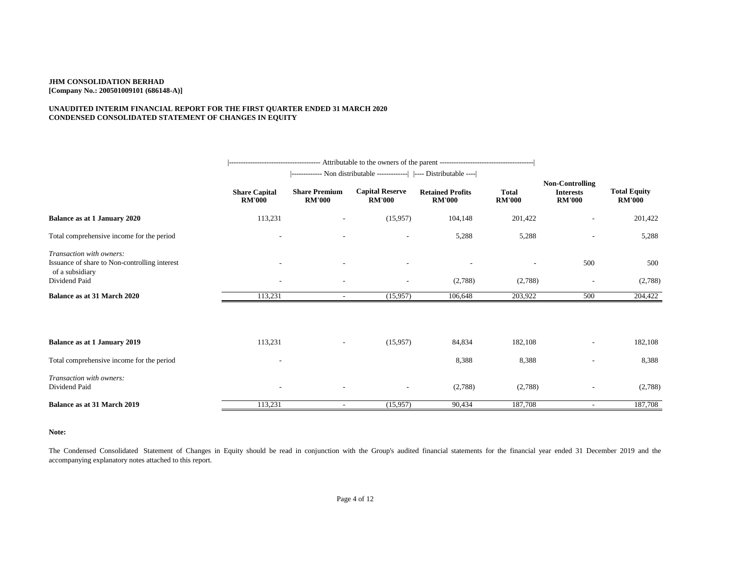**JHM CONSOLIDATION BERHAD**
**[Company No.: 200501009101 (686148-A)]**

**UNAUDITED INTERIM FINANCIAL REPORT FOR THE FIRST QUARTER ENDED 31 MARCH 2020**
**CONDENSED CONSOLIDATED STATEMENT OF CHANGES IN EQUITY**

| | Attributable to the owners of the parent | | | | | | |
|---|---|---|---|---|---|---|---|
| | | Non distributable | | Distributable | | | |
| | **Share Capital RM'000** | **Share Premium RM'000** | **Capital Reserve RM'000** | **Retained Profits RM'000** | **Total RM'000** | **Non-Controlling Interests RM'000** | **Total Equity RM'000** |
| **Balance as at 1 January 2020** | 113,231 | - | (15,957) | 104,148 | 201,422 | - | 201,422 |
| Total comprehensive income for the period | - | - | - | 5,288 | 5,288 | - | 5,288 |
| *Transaction with owners:* | | | | | | | |
| Issuance of share to Non-controlling interest of a subsidiary | - | - | - | - | - | 500 | 500 |
| Dividend Paid | - | - | - | (2,788) | (2,788) | - | (2,788) |
| **Balance as at 31 March 2020** | 113,231 | - | (15,957) | 106,648 | 203,922 | 500 | 204,422 |
| | | | | | | | |
| **Balance as at 1 January 2019** | 113,231 | - | (15,957) | 84,834 | 182,108 | - | 182,108 |
| Total comprehensive income for the period | - | | | 8,388 | 8,388 | - | 8,388 |
| *Transaction with owners:* | | | | | | | |
| Dividend Paid | - | - | - | (2,788) | (2,788) | - | (2,788) |
| **Balance as at 31 March 2019** | 113,231 | - | (15,957) | 90,434 | 187,708 | - | 187,708 |

**Note:**

The Condensed Consolidated Statement of Changes in Equity should be read in conjunction with the Group's audited financial statements for the financial year ended 31 December 2019 and the accompanying explanatory notes attached to this report.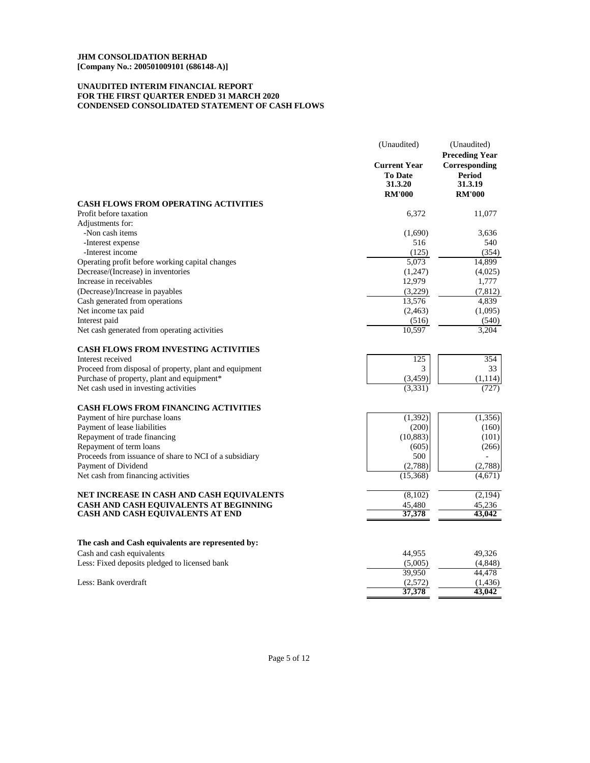**JHM CONSOLIDATION BERHAD**
**[Company No.: 200501009101 (686148-A)]**

**UNAUDITED INTERIM FINANCIAL REPORT**
**FOR THE FIRST QUARTER ENDED 31 MARCH 2020**
**CONDENSED CONSOLIDATED STATEMENT OF CASH FLOWS**

| | (Unaudited) **Current Year To Date 31.3.20 RM'000** | (Unaudited) **Preceding Year Corresponding Period 31.3.19 RM'000** |
|---|---|---|
| **CASH FLOWS FROM OPERATING ACTIVITIES** | | |
| Profit before taxation | 6,372 | 11,077 |
| Adjustments for: | | |
| -Non cash items | (1,690) | 3,636 |
| -Interest expense | 516 | 540 |
| -Interest income | (125) | (354) |
| Operating profit before working capital changes | 5,073 | 14,899 |
| Decrease/(Increase) in inventories | (1,247) | (4,025) |
| Increase in receivables | 12,979 | 1,777 |
| (Decrease)/Increase in payables | (3,229) | (7,812) |
| Cash generated from operations | 13,576 | 4,839 |
| Net income tax paid | (2,463) | (1,095) |
| Interest paid | (516) | (540) |
| Net cash generated from operating activities | 10,597 | 3,204 |
| | | |
| **CASH FLOWS FROM INVESTING ACTIVITIES** | | |
| Interest received | 125 | 354 |
| Proceed from disposal of property, plant and equipment | 3 | 33 |
| Purchase of property, plant and equipment* | (3,459) | (1,114) |
| Net cash used in investing activities | (3,331) | (727) |
| | | |
| **CASH FLOWS FROM FINANCING ACTIVITIES** | | |
| Payment of hire purchase loans | (1,392) | (1,356) |
| Payment of lease liabilities | (200) | (160) |
| Repayment of trade financing | (10,883) | (101) |
| Repayment of term loans | (605) | (266) |
| Proceeds from issuance of share to NCI of a subsidiary | 500 | - |
| Payment of Dividend | (2,788) | (2,788) |
| Net cash from financing activities | (15,368) | (4,671) |
| | | |
| **NET INCREASE IN CASH AND CASH EQUIVALENTS** | (8,102) | (2,194) |
| **CASH AND CASH EQUIVALENTS AT BEGINNING** | 45,480 | 45,236 |
| **CASH AND CASH EQUIVALENTS AT END** | **37,378** | **43,042** |
| | | |
| **The cash and Cash equivalents are represented by:** | | |
| Cash and cash equivalents | 44,955 | 49,326 |
| Less: Fixed deposits pledged to licensed bank | (5,005) | (4,848) |
| | 39,950 | 44,478 |
| Less: Bank overdraft | (2,572) | (1,436) |
| | **37,378** | **43,042** |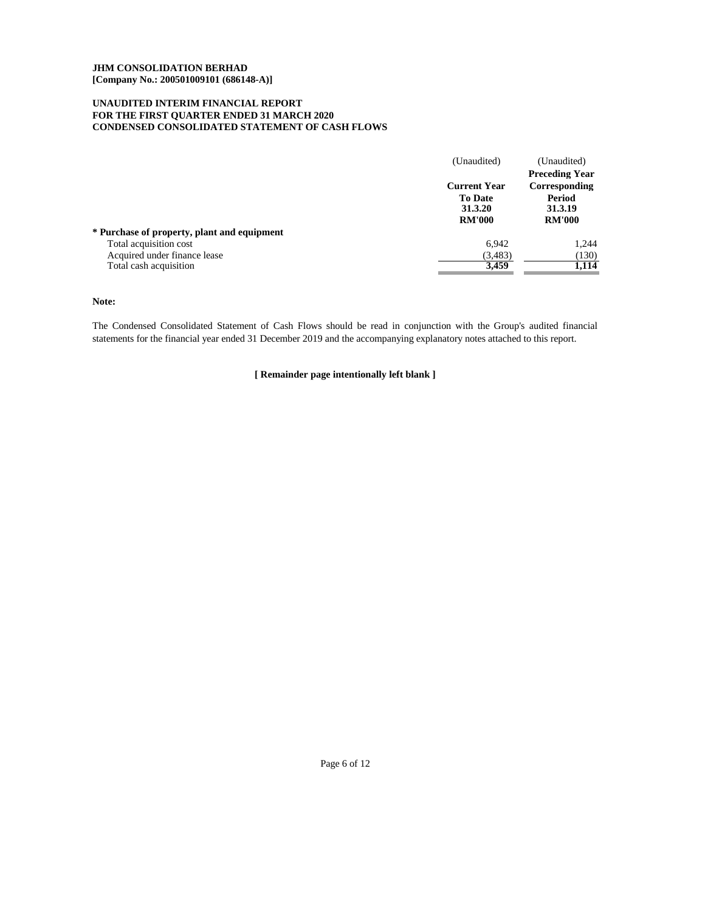JHM CONSOLIDATION BERHAD
[Company No.: 200501009101 (686148-A)]

UNAUDITED INTERIM FINANCIAL REPORT
FOR THE FIRST QUARTER ENDED 31 MARCH 2020
CONDENSED CONSOLIDATED STATEMENT OF CASH FLOWS

| | (Unaudited) | (Unaudited) |
|---|---|---|
| | **Current Year To Date** | **Preceding Year Corresponding Period** |
| | **31.3.20** | **31.3.19** |
| | **RM'000** | **RM'000** |
| **\* Purchase of property, plant and equipment** | | |
| Total acquisition cost | 6,942 | 1,244 |
| Acquired under finance lease | (3,483) | (130) |
| Total cash acquisition | **3,459** | **1,114** |

**Note:**

The Condensed Consolidated Statement of Cash Flows should be read in conjunction with the Group's audited financial statements for the financial year ended 31 December 2019 and the accompanying explanatory notes attached to this report.

**[ Remainder page intentionally left blank ]**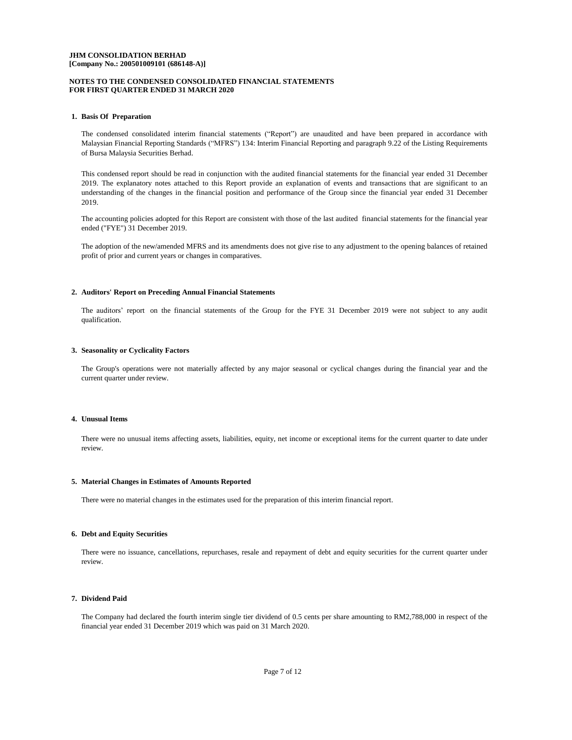**JHM CONSOLIDATION BERHAD**
**[Company No.: 200501009101 (686148-A)]**

**NOTES TO THE CONDENSED CONSOLIDATED FINANCIAL STATEMENTS**
**FOR FIRST QUARTER ENDED 31 MARCH 2020**

**1. Basis Of Preparation**

The condensed consolidated interim financial statements ("Report") are unaudited and have been prepared in accordance with Malaysian Financial Reporting Standards ("MFRS") 134: Interim Financial Reporting and paragraph 9.22 of the Listing Requirements of Bursa Malaysia Securities Berhad.

This condensed report should be read in conjunction with the audited financial statements for the financial year ended 31 December 2019. The explanatory notes attached to this Report provide an explanation of events and transactions that are significant to an understanding of the changes in the financial position and performance of the Group since the financial year ended 31 December 2019.

The accounting policies adopted for this Report are consistent with those of the last audited financial statements for the financial year ended ("FYE") 31 December 2019.

The adoption of the new/amended MFRS and its amendments does not give rise to any adjustment to the opening balances of retained profit of prior and current years or changes in comparatives.

**2. Auditors' Report on Preceding Annual Financial Statements**

The auditors' report on the financial statements of the Group for the FYE 31 December 2019 were not subject to any audit qualification.

**3. Seasonality or Cyclicality Factors**

The Group's operations were not materially affected by any major seasonal or cyclical changes during the financial year and the current quarter under review.

**4. Unusual Items**

There were no unusual items affecting assets, liabilities, equity, net income or exceptional items for the current quarter to date under review.

**5. Material Changes in Estimates of Amounts Reported**

There were no material changes in the estimates used for the preparation of this interim financial report.

**6. Debt and Equity Securities**

There were no issuance, cancellations, repurchases, resale and repayment of debt and equity securities for the current quarter under review.

**7. Dividend Paid**

The Company had declared the fourth interim single tier dividend of 0.5 cents per share amounting to RM2,788,000 in respect of the financial year ended 31 December 2019 which was paid on 31 March 2020.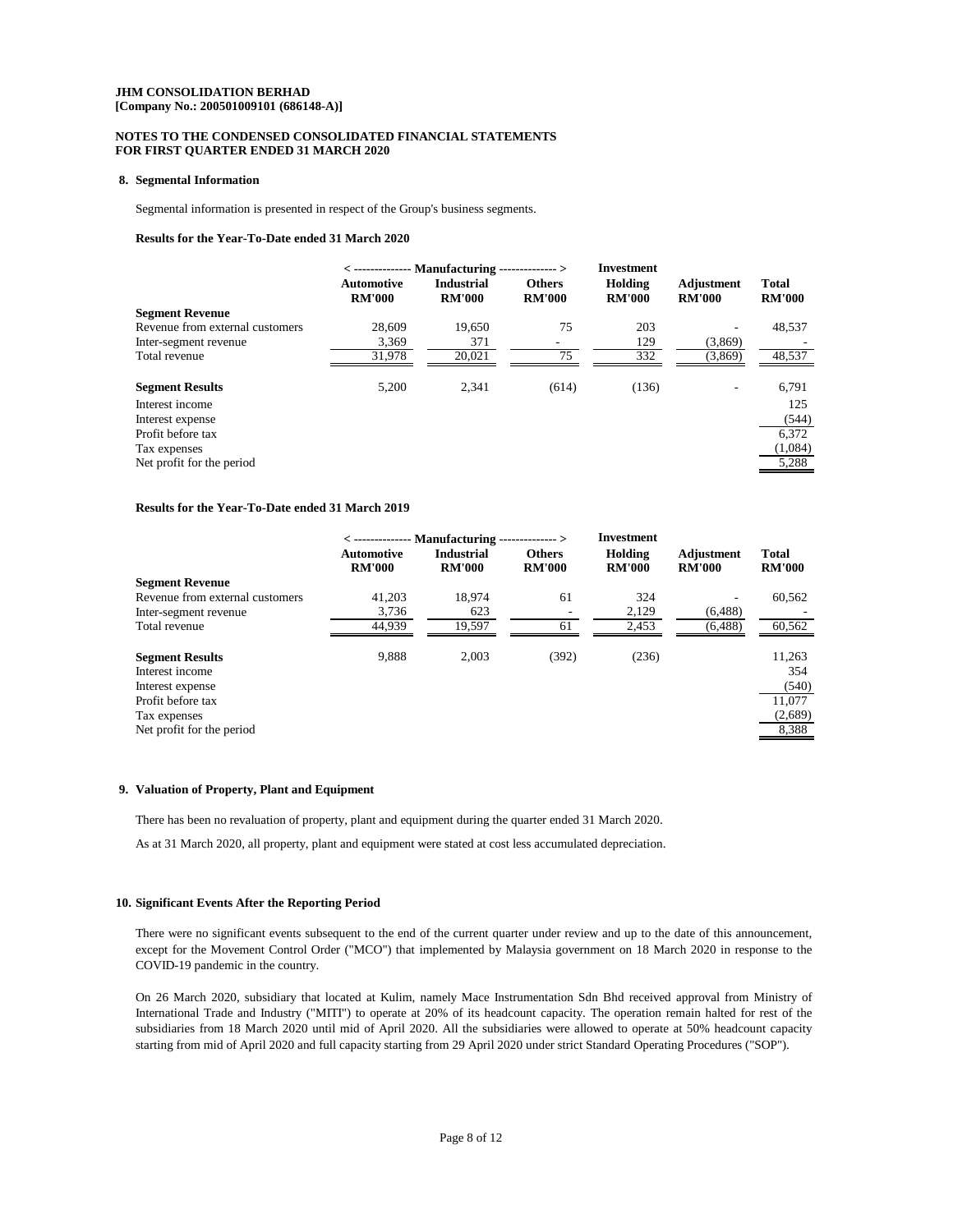**JHM CONSOLIDATION BERHAD**
**[Company No.: 200501009101 (686148-A)]**

**NOTES TO THE CONDENSED CONSOLIDATED FINANCIAL STATEMENTS**
**FOR FIRST QUARTER ENDED 31 MARCH 2020**

## 8. Segmental Information

Segmental information is presented in respect of the Group's business segments.

**Results for the Year-To-Date ended 31 March 2020**

| | < -------------- Manufacturing -------------- > | | | Investment | | |
|---|---|---|---|---|---|---|
| | **Automotive RM'000** | **Industrial RM'000** | **Others RM'000** | **Holding RM'000** | **Adjustment RM'000** | **Total RM'000** |
| **Segment Revenue** | | | | | | |
| Revenue from external customers | 28,609 | 19,650 | 75 | 203 | - | 48,537 |
| Inter-segment revenue | 3,369 | 371 | - | 129 | (3,869) | - |
| Total revenue | 31,978 | 20,021 | 75 | 332 | (3,869) | 48,537 |
| **Segment Results** | 5,200 | 2,341 | (614) | (136) | - | 6,791 |
| Interest income | | | | | | 125 |
| Interest expense | | | | | | (544) |
| Profit before tax | | | | | | 6,372 |
| Tax expenses | | | | | | (1,084) |
| Net profit for the period | | | | | | 5,288 |

**Results for the Year-To-Date ended 31 March 2019**

| | < -------------- Manufacturing -------------- > | | | Investment | | |
|---|---|---|---|---|---|---|
| | **Automotive RM'000** | **Industrial RM'000** | **Others RM'000** | **Holding RM'000** | **Adjustment RM'000** | **Total RM'000** |
| **Segment Revenue** | | | | | | |
| Revenue from external customers | 41,203 | 18,974 | 61 | 324 | - | 60,562 |
| Inter-segment revenue | 3,736 | 623 | - | 2,129 | (6,488) | - |
| Total revenue | 44,939 | 19,597 | 61 | 2,453 | (6,488) | 60,562 |
| **Segment Results** | 9,888 | 2,003 | (392) | (236) | | 11,263 |
| Interest income | | | | | | 354 |
| Interest expense | | | | | | (540) |
| Profit before tax | | | | | | 11,077 |
| Tax expenses | | | | | | (2,689) |
| Net profit for the period | | | | | | 8,388 |

## 9. Valuation of Property, Plant and Equipment

There has been no revaluation of property, plant and equipment during the quarter ended 31 March 2020.

As at 31 March 2020, all property, plant and equipment were stated at cost less accumulated depreciation.

## 10. Significant Events After the Reporting Period

There were no significant events subsequent to the end of the current quarter under review and up to the date of this announcement, except for the Movement Control Order ("MCO") that implemented by Malaysia government on 18 March 2020 in response to the COVID-19 pandemic in the country.

On 26 March 2020, subsidiary that located at Kulim, namely Mace Instrumentation Sdn Bhd received approval from Ministry of International Trade and Industry ("MITI") to operate at 20% of its headcount capacity. The operation remain halted for rest of the subsidiaries from 18 March 2020 until mid of April 2020. All the subsidiaries were allowed to operate at 50% headcount capacity starting from mid of April 2020 and full capacity starting from 29 April 2020 under strict Standard Operating Procedures ("SOP").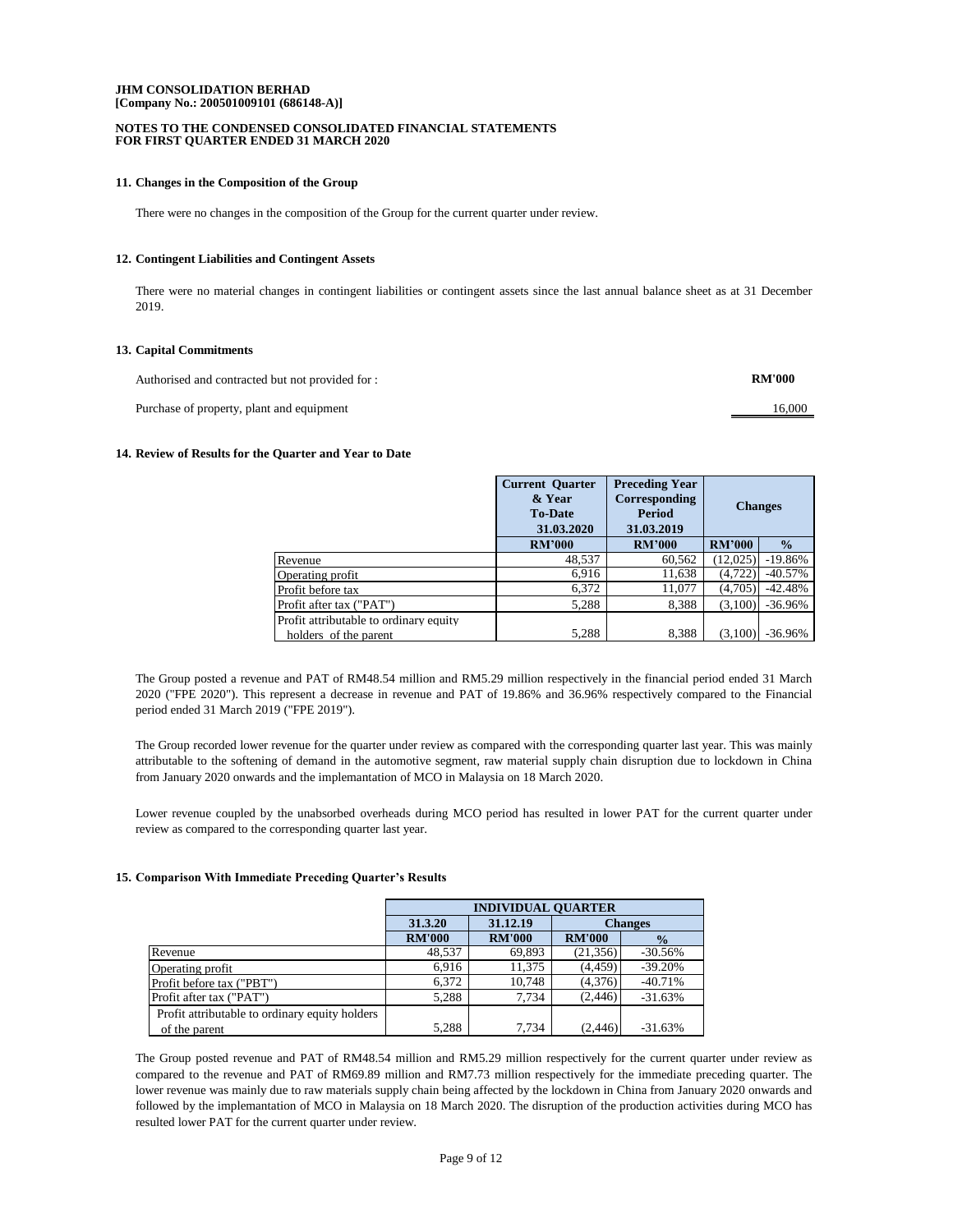**JHM CONSOLIDATION BERHAD**
**[Company No.: 200501009101 (686148-A)]**

**NOTES TO THE CONDENSED CONSOLIDATED FINANCIAL STATEMENTS**
**FOR FIRST QUARTER ENDED 31 MARCH 2020**

### 11. Changes in the Composition of the Group

There were no changes in the composition of the Group for the current quarter under review.

### 12. Contingent Liabilities and Contingent Assets

There were no material changes in contingent liabilities or contingent assets since the last annual balance sheet as at 31 December 2019.

### 13. Capital Commitments

| Authorised and contracted but not provided for : | RM'000 |
|---|---|
| Purchase of property, plant and equipment | 16,000 |

### 14. Review of Results for the Quarter and Year to Date

| | Current Quarter & Year To-Date 31.03.2020 | Preceding Year Corresponding Period 31.03.2019 | Changes | |
|---|---|---|---|---|
| | RM'000 | RM'000 | RM'000 | % |
| Revenue | 48,537 | 60,562 | (12,025) | -19.86% |
| Operating profit | 6,916 | 11,638 | (4,722) | -40.57% |
| Profit before tax | 6,372 | 11,077 | (4,705) | -42.48% |
| Profit after tax ("PAT") | 5,288 | 8,388 | (3,100) | -36.96% |
| Profit attributable to ordinary equity holders of the parent | 5,288 | 8,388 | (3,100) | -36.96% |

The Group posted a revenue and PAT of RM48.54 million and RM5.29 million respectively in the financial period ended 31 March 2020 ("FPE 2020"). This represent a decrease in revenue and PAT of 19.86% and 36.96% respectively compared to the Financial period ended 31 March 2019 ("FPE 2019").

The Group recorded lower revenue for the quarter under review as compared with the corresponding quarter last year. This was mainly attributable to the softening of demand in the automotive segment, raw material supply chain disruption due to lockdown in China from January 2020 onwards and the implemantation of MCO in Malaysia on 18 March 2020.

Lower revenue coupled by the unabsorbed overheads during MCO period has resulted in lower PAT for the current quarter under review as compared to the corresponding quarter last year.

### 15. Comparison With Immediate Preceding Quarter's Results

| | INDIVIDUAL QUARTER | | | |
|---|---|---|---|---|
| | 31.3.20 | 31.12.19 | Changes | |
| | RM'000 | RM'000 | RM'000 | % |
| Revenue | 48,537 | 69,893 | (21,356) | -30.56% |
| Operating profit | 6,916 | 11,375 | (4,459) | -39.20% |
| Profit before tax ("PBT") | 6,372 | 10,748 | (4,376) | -40.71% |
| Profit after tax ("PAT") | 5,288 | 7,734 | (2,446) | -31.63% |
| Profit attributable to ordinary equity holders of the parent | 5,288 | 7,734 | (2,446) | -31.63% |

The Group posted revenue and PAT of RM48.54 million and RM5.29 million respectively for the current quarter under review as compared to the revenue and PAT of RM69.89 million and RM7.73 million respectively for the immediate preceding quarter. The lower revenue was mainly due to raw materials supply chain being affected by the lockdown in China from January 2020 onwards and followed by the implemantation of MCO in Malaysia on 18 March 2020. The disruption of the production activities during MCO has resulted lower PAT for the current quarter under review.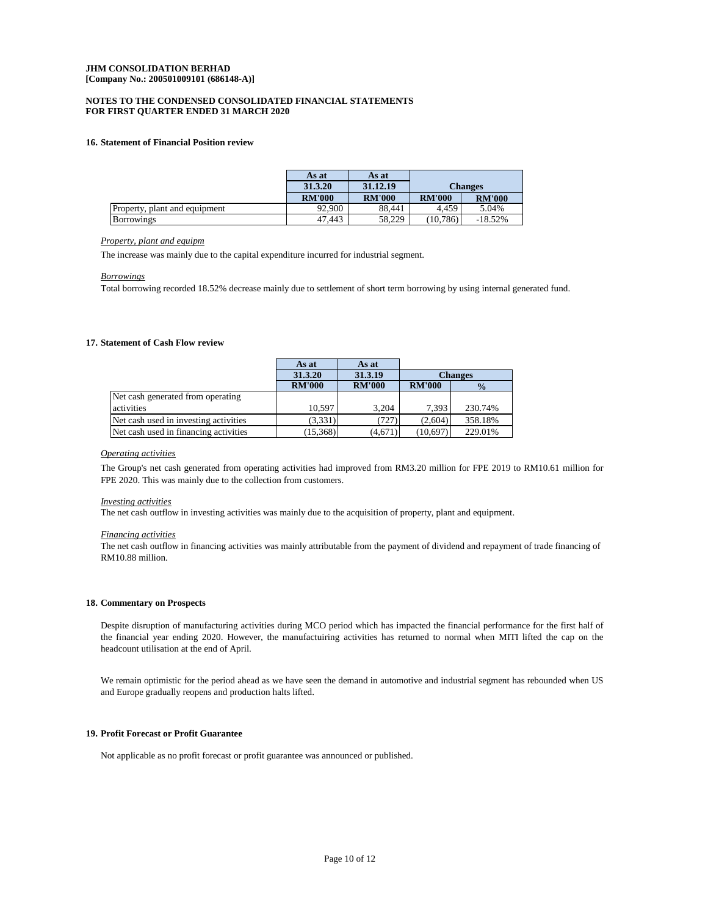**JHM CONSOLIDATION BERHAD**
**[Company No.: 200501009101 (686148-A)]**

**NOTES TO THE CONDENSED CONSOLIDATED FINANCIAL STATEMENTS**
**FOR FIRST QUARTER ENDED 31 MARCH 2020**

### 16. Statement of Financial Position review

| | As at 31.3.20 | As at 31.12.19 | Changes | |
|---|---|---|---|---|
| | RM'000 | RM'000 | RM'000 | RM'000 |
| Property, plant and equipment | 92,900 | 88,441 | 4,459 | 5.04% |
| Borrowings | 47,443 | 58,229 | (10,786) | -18.52% |

*Property, plant and equipm*

The increase was mainly due to the capital expenditure incurred for industrial segment.

*Borrowings*

Total borrowing recorded 18.52% decrease mainly due to settlement of short term borrowing by using internal generated fund.

### 17. Statement of Cash Flow review

| | As at 31.3.20 | As at 31.3.19 | Changes | |
|---|---|---|---|---|
| | RM'000 | RM'000 | RM'000 | % |
| Net cash generated from operating activities | 10,597 | 3,204 | 7,393 | 230.74% |
| Net cash used in investing activities | (3,331) | (727) | (2,604) | 358.18% |
| Net cash used in financing activities | (15,368) | (4,671) | (10,697) | 229.01% |

*Operating activities*

The Group's net cash generated from operating activities had improved from RM3.20 million for FPE 2019 to RM10.61 million for FPE 2020. This was mainly due to the collection from customers.

*Investing activities*

The net cash outflow in investing activities was mainly due to the acquisition of property, plant and equipment.

*Financing activities*

The net cash outflow in financing activities was mainly attributable from the payment of dividend and repayment of trade financing of RM10.88 million.

### 18. Commentary on Prospects

Despite disruption of manufacturing activities during MCO period which has impacted the financial performance for the first half of the financial year ending 2020. However, the manufactuiring activities has returned to normal when MITI lifted the cap on the headcount utilisation at the end of April.

We remain optimistic for the period ahead as we have seen the demand in automotive and industrial segment has rebounded when US and Europe gradually reopens and production halts lifted.

### 19. Profit Forecast or Profit Guarantee

Not applicable as no profit forecast or profit guarantee was announced or published.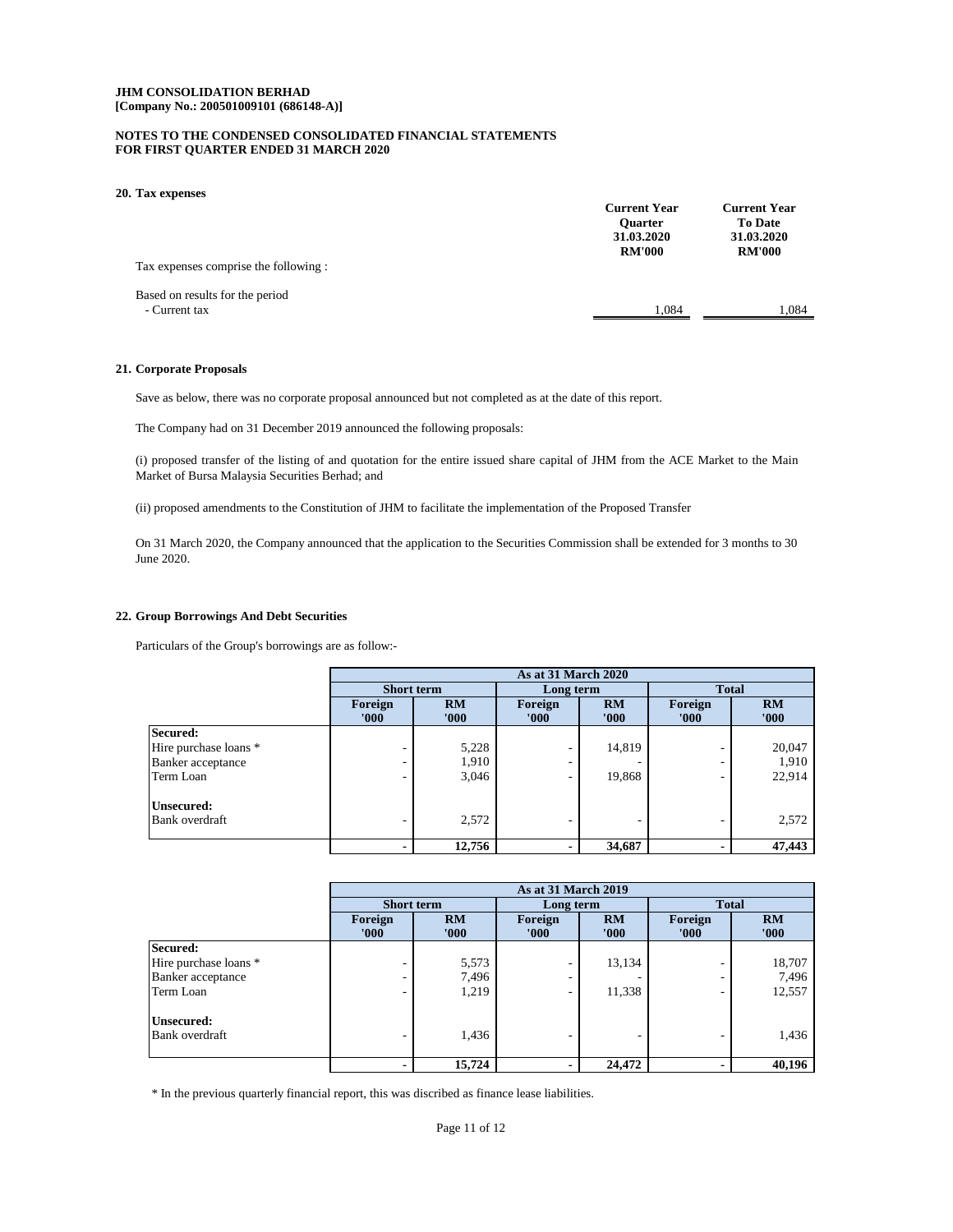**JHM CONSOLIDATION BERHAD**
**[Company No.: 200501009101 (686148-A)]**

**NOTES TO THE CONDENSED CONSOLIDATED FINANCIAL STATEMENTS**
**FOR FIRST QUARTER ENDED 31 MARCH 2020**

## 20. Tax expenses

| | Current Year Quarter 31.03.2020 RM'000 | Current Year To Date 31.03.2020 RM'000 |
|---|---|---|
| Tax expenses comprise the following : | | |
| Based on results for the period | | |
| - Current tax | 1,084 | 1,084 |

## 21. Corporate Proposals

Save as below, there was no corporate proposal announced but not completed as at the date of this report.

The Company had on 31 December 2019 announced the following proposals:

(i) proposed transfer of the listing of and quotation for the entire issued share capital of JHM from the ACE Market to the Main Market of Bursa Malaysia Securities Berhad; and

(ii) proposed amendments to the Constitution of JHM to facilitate the implementation of the Proposed Transfer

On 31 March 2020, the Company announced that the application to the Securities Commission shall be extended for 3 months to 30 June 2020.

## 22. Group Borrowings And Debt Securities

Particulars of the Group's borrowings are as follow:-

| | As at 31 March 2020 | | | | | |
|---|---|---|---|---|---|---|
| | Short term | | Long term | | Total | |
| | Foreign '000 | RM '000 | Foreign '000 | RM '000 | Foreign '000 | RM '000 |
| **Secured:** | | | | | | |
| Hire purchase loans * | - | 5,228 | - | 14,819 | - | 20,047 |
| Banker acceptance | - | 1,910 | - | - | - | 1,910 |
| Term Loan | - | 3,046 | - | 19,868 | - | 22,914 |
| **Unsecured:** | | | | | | |
| Bank overdraft | - | 2,572 | - | - | - | 2,572 |
| | **-** | **12,756** | **-** | **34,687** | **-** | **47,443** |

| | As at 31 March 2019 | | | | | |
|---|---|---|---|---|---|---|
| | Short term | | Long term | | Total | |
| | Foreign '000 | RM '000 | Foreign '000 | RM '000 | Foreign '000 | RM '000 |
| **Secured:** | | | | | | |
| Hire purchase loans * | - | 5,573 | - | 13,134 | - | 18,707 |
| Banker acceptance | - | 7,496 | - | - | - | 7,496 |
| Term Loan | - | 1,219 | - | 11,338 | - | 12,557 |
| **Unsecured:** | | | | | | |
| Bank overdraft | - | 1,436 | - | - | - | 1,436 |
| | **-** | **15,724** | **-** | **24,472** | **-** | **40,196** |

* In the previous quarterly financial report, this was discribed as finance lease liabilities.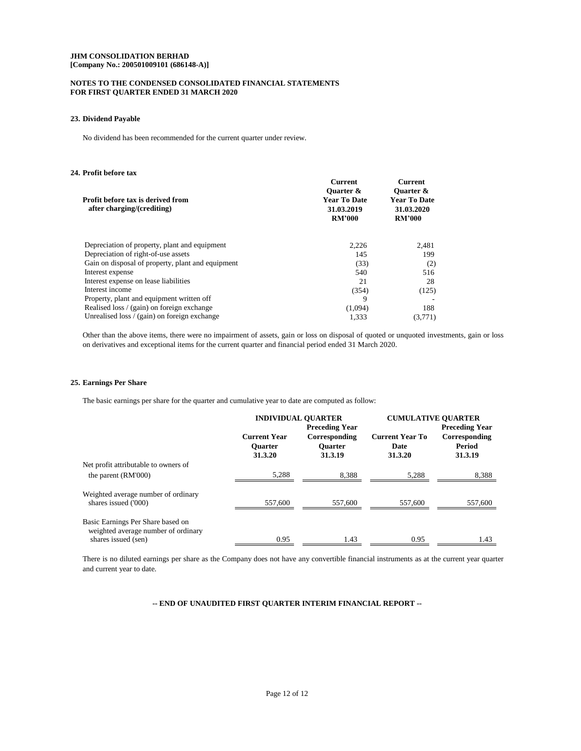**JHM CONSOLIDATION BERHAD**
**[Company No.: 200501009101 (686148-A)]**

**NOTES TO THE CONDENSED CONSOLIDATED FINANCIAL STATEMENTS**
**FOR FIRST QUARTER ENDED 31 MARCH 2020**

### 23. Dividend Payable

No dividend has been recommended for the current quarter under review.

### 24. Profit before tax

| Profit before tax is derived from after charging/(crediting) | Current Quarter & Year To Date 31.03.2019 RM'000 | Current Quarter & Year To Date 31.03.2020 RM'000 |
|---|---|---|
| Depreciation of property, plant and equipment | 2,226 | 2,481 |
| Depreciation of right-of-use assets | 145 | 199 |
| Gain on disposal of property, plant and equipment | (33) | (2) |
| Interest expense | 540 | 516 |
| Interest expense on lease liabilities | 21 | 28 |
| Interest income | (354) | (125) |
| Property, plant and equipment written off | 9 | - |
| Realised loss / (gain) on foreign exchange | (1,094) | 188 |
| Unrealised loss / (gain) on foreign exchange | 1,333 | (3,771) |

Other than the above items, there were no impairment of assets, gain or loss on disposal of quoted or unquoted investments, gain or loss on derivatives and exceptional items for the current quarter and financial period ended 31 March 2020.

### 25. Earnings Per Share

The basic earnings per share for the quarter and cumulative year to date are computed as follow:

| | INDIVIDUAL QUARTER | | CUMULATIVE QUARTER | |
|---|---|---|---|---|
| | Current Year Quarter 31.3.20 | Preceding Year Corresponding Quarter 31.3.19 | Current Year To Date 31.3.20 | Preceding Year Corresponding Period 31.3.19 |
| Net profit attributable to owners of the parent (RM'000) | 5,288 | 8,388 | 5,288 | 8,388 |
| Weighted average number of ordinary shares issued ('000) | 557,600 | 557,600 | 557,600 | 557,600 |
| Basic Earnings Per Share based on weighted average number of ordinary shares issued (sen) | 0.95 | 1.43 | 0.95 | 1.43 |

There is no diluted earnings per share as the Company does not have any convertible financial instruments as at the current year quarter and current year to date.

**-- END OF UNAUDITED FIRST QUARTER INTERIM FINANCIAL REPORT --**